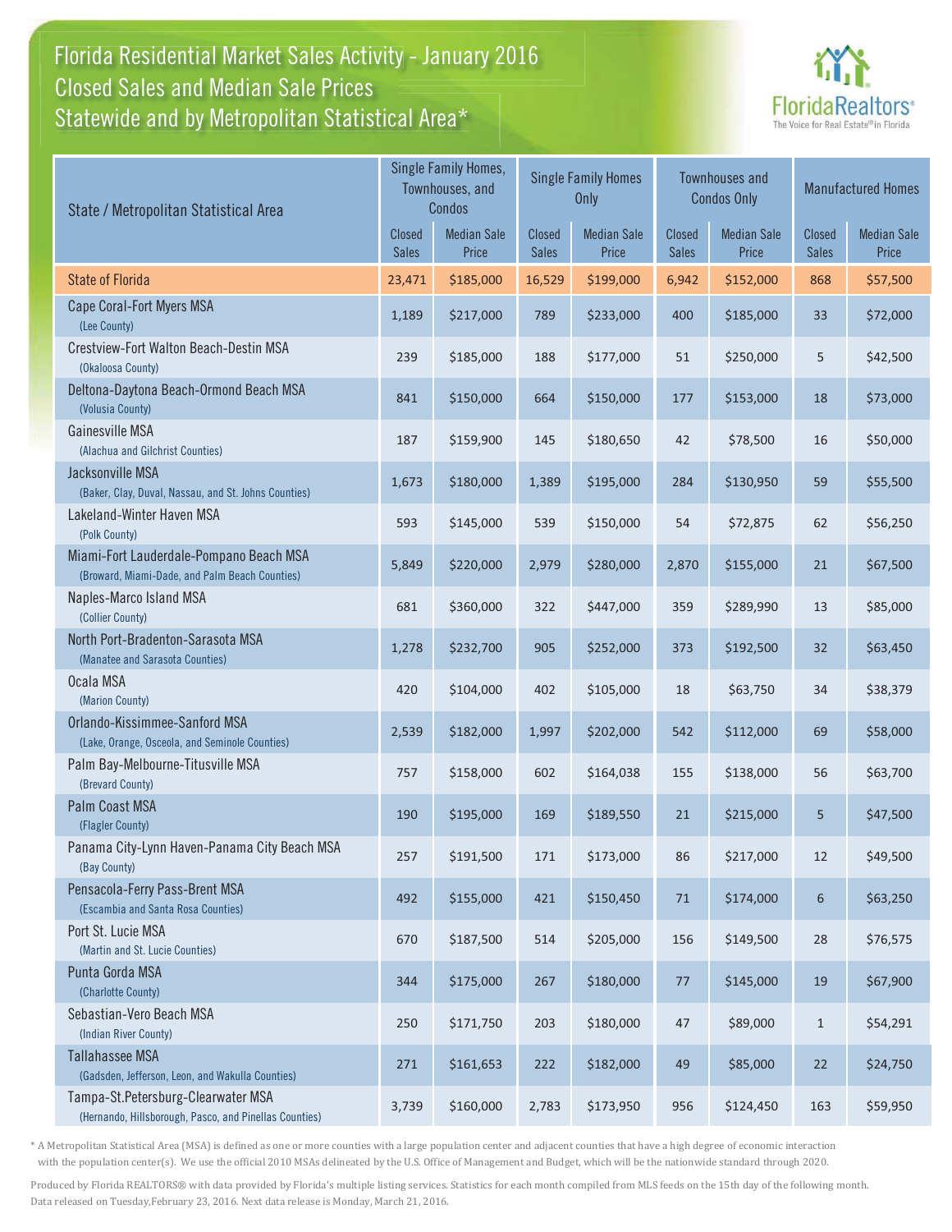# Florida Residential Market Sales Activity - January 2016
## Closed Sales and Median Sale Prices
## Statewide and by Metropolitan Statistical Area*

| State / Metropolitan Statistical Area | Single Family Homes, Townhouses, and Condos | | Single Family Homes Only | | Townhouses and Condos Only | | Manufactured Homes | |
|---|---|---|---|---|---|---|---|---|
| | Closed Sales | Median Sale Price | Closed Sales | Median Sale Price | Closed Sales | Median Sale Price | Closed Sales | Median Sale Price |
| State of Florida | 23,471 | $185,000 | 16,529 | $199,000 | 6,942 | $152,000 | 868 | $57,500 |
| Cape Coral-Fort Myers MSA (Lee County) | 1,189 | $217,000 | 789 | $233,000 | 400 | $185,000 | 33 | $72,000 |
| Crestview-Fort Walton Beach-Destin MSA (Okaloosa County) | 239 | $185,000 | 188 | $177,000 | 51 | $250,000 | 5 | $42,500 |
| Deltona-Daytona Beach-Ormond Beach MSA (Volusia County) | 841 | $150,000 | 664 | $150,000 | 177 | $153,000 | 18 | $73,000 |
| Gainesville MSA (Alachua and Gilchrist Counties) | 187 | $159,900 | 145 | $180,650 | 42 | $78,500 | 16 | $50,000 |
| Jacksonville MSA (Baker, Clay, Duval, Nassau, and St. Johns Counties) | 1,673 | $180,000 | 1,389 | $195,000 | 284 | $130,950 | 59 | $55,500 |
| Lakeland-Winter Haven MSA (Polk County) | 593 | $145,000 | 539 | $150,000 | 54 | $72,875 | 62 | $56,250 |
| Miami-Fort Lauderdale-Pompano Beach MSA (Broward, Miami-Dade, and Palm Beach Counties) | 5,849 | $220,000 | 2,979 | $280,000 | 2,870 | $155,000 | 21 | $67,500 |
| Naples-Marco Island MSA (Collier County) | 681 | $360,000 | 322 | $447,000 | 359 | $289,990 | 13 | $85,000 |
| North Port-Bradenton-Sarasota MSA (Manatee and Sarasota Counties) | 1,278 | $232,700 | 905 | $252,000 | 373 | $192,500 | 32 | $63,450 |
| Ocala MSA (Marion County) | 420 | $104,000 | 402 | $105,000 | 18 | $63,750 | 34 | $38,379 |
| Orlando-Kissimmee-Sanford MSA (Lake, Orange, Osceola, and Seminole Counties) | 2,539 | $182,000 | 1,997 | $202,000 | 542 | $112,000 | 69 | $58,000 |
| Palm Bay-Melbourne-Titusville MSA (Brevard County) | 757 | $158,000 | 602 | $164,038 | 155 | $138,000 | 56 | $63,700 |
| Palm Coast MSA (Flagler County) | 190 | $195,000 | 169 | $189,550 | 21 | $215,000 | 5 | $47,500 |
| Panama City-Lynn Haven-Panama City Beach MSA (Bay County) | 257 | $191,500 | 171 | $173,000 | 86 | $217,000 | 12 | $49,500 |
| Pensacola-Ferry Pass-Brent MSA (Escambia and Santa Rosa Counties) | 492 | $155,000 | 421 | $150,450 | 71 | $174,000 | 6 | $63,250 |
| Port St. Lucie MSA (Martin and St. Lucie Counties) | 670 | $187,500 | 514 | $205,000 | 156 | $149,500 | 28 | $76,575 |
| Punta Gorda MSA (Charlotte County) | 344 | $175,000 | 267 | $180,000 | 77 | $145,000 | 19 | $67,900 |
| Sebastian-Vero Beach MSA (Indian River County) | 250 | $171,750 | 203 | $180,000 | 47 | $89,000 | 1 | $54,291 |
| Tallahassee MSA (Gadsden, Jefferson, Leon, and Wakulla Counties) | 271 | $161,653 | 222 | $182,000 | 49 | $85,000 | 22 | $24,750 |
| Tampa-St.Petersburg-Clearwater MSA (Hernando, Hillsborough, Pasco, and Pinellas Counties) | 3,739 | $160,000 | 2,783 | $173,950 | 956 | $124,450 | 163 | $59,950 |

* A Metropolitan Statistical Area (MSA) is defined as one or more counties with a large population center and adjacent counties that have a high degree of economic interaction with the population center(s). We use the official 2010 MSAs delineated by the U.S. Office of Management and Budget, which will be the nationwide standard through 2020.

Produced by Florida REALTORS® with data provided by Florida's multiple listing services. Statistics for each month compiled from MLS feeds on the 15th day of the following month. Data released on Tuesday,February 23, 2016. Next data release is Monday, March 21, 2016.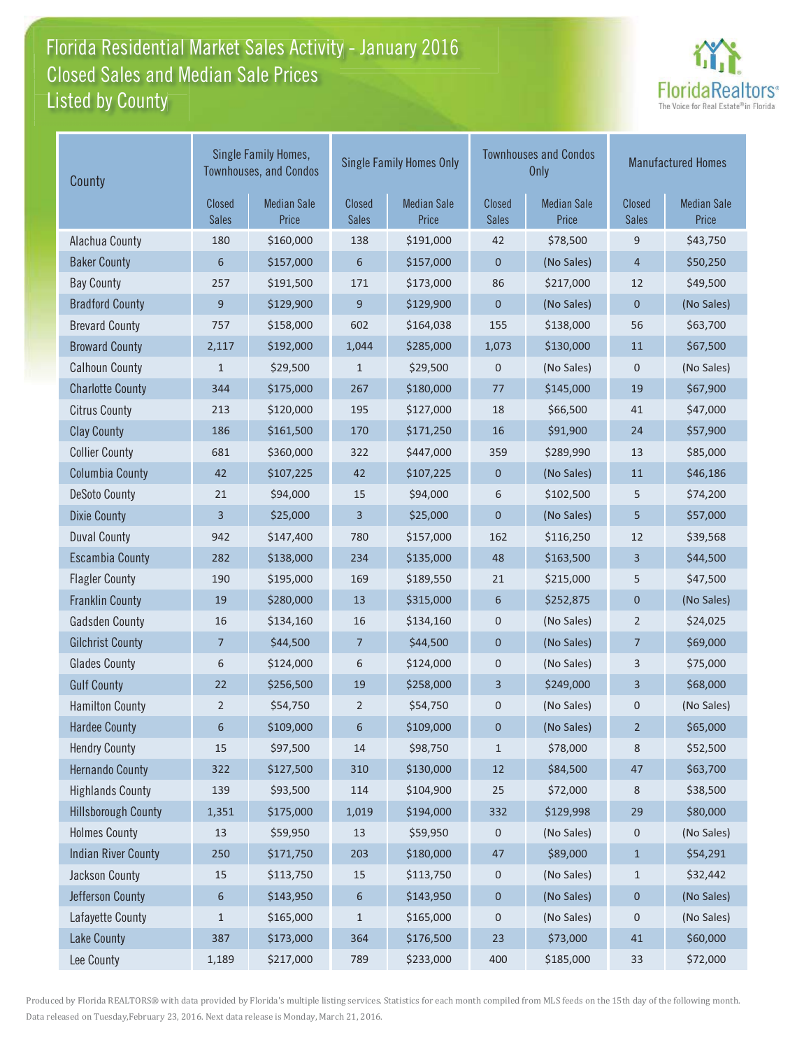# Florida Residential Market Sales Activity - January 2016
## Closed Sales and Median Sale Prices
## Listed by County

| County | Single Family Homes, Townhouses, and Condos | | Single Family Homes Only | | Townhouses and Condos Only | | Manufactured Homes | |
|---|---|---|---|---|---|---|---|---|
| | Closed Sales | Median Sale Price | Closed Sales | Median Sale Price | Closed Sales | Median Sale Price | Closed Sales | Median Sale Price |
| Alachua County | 180 | $160,000 | 138 | $191,000 | 42 | $78,500 | 9 | $43,750 |
| Baker County | 6 | $157,000 | 6 | $157,000 | 0 | (No Sales) | 4 | $50,250 |
| Bay County | 257 | $191,500 | 171 | $173,000 | 86 | $217,000 | 12 | $49,500 |
| Bradford County | 9 | $129,900 | 9 | $129,900 | 0 | (No Sales) | 0 | (No Sales) |
| Brevard County | 757 | $158,000 | 602 | $164,038 | 155 | $138,000 | 56 | $63,700 |
| Broward County | 2,117 | $192,000 | 1,044 | $285,000 | 1,073 | $130,000 | 11 | $67,500 |
| Calhoun County | 1 | $29,500 | 1 | $29,500 | 0 | (No Sales) | 0 | (No Sales) |
| Charlotte County | 344 | $175,000 | 267 | $180,000 | 77 | $145,000 | 19 | $67,900 |
| Citrus County | 213 | $120,000 | 195 | $127,000 | 18 | $66,500 | 41 | $47,000 |
| Clay County | 186 | $161,500 | 170 | $171,250 | 16 | $91,900 | 24 | $57,900 |
| Collier County | 681 | $360,000 | 322 | $447,000 | 359 | $289,990 | 13 | $85,000 |
| Columbia County | 42 | $107,225 | 42 | $107,225 | 0 | (No Sales) | 11 | $46,186 |
| DeSoto County | 21 | $94,000 | 15 | $94,000 | 6 | $102,500 | 5 | $74,200 |
| Dixie County | 3 | $25,000 | 3 | $25,000 | 0 | (No Sales) | 5 | $57,000 |
| Duval County | 942 | $147,400 | 780 | $157,000 | 162 | $116,250 | 12 | $39,568 |
| Escambia County | 282 | $138,000 | 234 | $135,000 | 48 | $163,500 | 3 | $44,500 |
| Flagler County | 190 | $195,000 | 169 | $189,550 | 21 | $215,000 | 5 | $47,500 |
| Franklin County | 19 | $280,000 | 13 | $315,000 | 6 | $252,875 | 0 | (No Sales) |
| Gadsden County | 16 | $134,160 | 16 | $134,160 | 0 | (No Sales) | 2 | $24,025 |
| Gilchrist County | 7 | $44,500 | 7 | $44,500 | 0 | (No Sales) | 7 | $69,000 |
| Glades County | 6 | $124,000 | 6 | $124,000 | 0 | (No Sales) | 3 | $75,000 |
| Gulf County | 22 | $256,500 | 19 | $258,000 | 3 | $249,000 | 3 | $68,000 |
| Hamilton County | 2 | $54,750 | 2 | $54,750 | 0 | (No Sales) | 0 | (No Sales) |
| Hardee County | 6 | $109,000 | 6 | $109,000 | 0 | (No Sales) | 2 | $65,000 |
| Hendry County | 15 | $97,500 | 14 | $98,750 | 1 | $78,000 | 8 | $52,500 |
| Hernando County | 322 | $127,500 | 310 | $130,000 | 12 | $84,500 | 47 | $63,700 |
| Highlands County | 139 | $93,500 | 114 | $104,900 | 25 | $72,000 | 8 | $38,500 |
| Hillsborough County | 1,351 | $175,000 | 1,019 | $194,000 | 332 | $129,998 | 29 | $80,000 |
| Holmes County | 13 | $59,950 | 13 | $59,950 | 0 | (No Sales) | 0 | (No Sales) |
| Indian River County | 250 | $171,750 | 203 | $180,000 | 47 | $89,000 | 1 | $54,291 |
| Jackson County | 15 | $113,750 | 15 | $113,750 | 0 | (No Sales) | 1 | $32,442 |
| Jefferson County | 6 | $143,950 | 6 | $143,950 | 0 | (No Sales) | 0 | (No Sales) |
| Lafayette County | 1 | $165,000 | 1 | $165,000 | 0 | (No Sales) | 0 | (No Sales) |
| Lake County | 387 | $173,000 | 364 | $176,500 | 23 | $73,000 | 41 | $60,000 |
| Lee County | 1,189 | $217,000 | 789 | $233,000 | 400 | $185,000 | 33 | $72,000 |

Produced by Florida REALTORS® with data provided by Florida's multiple listing services. Statistics for each month compiled from MLS feeds on the 15th day of the following month. Data released on Tuesday,February 23, 2016. Next data release is Monday, March 21, 2016.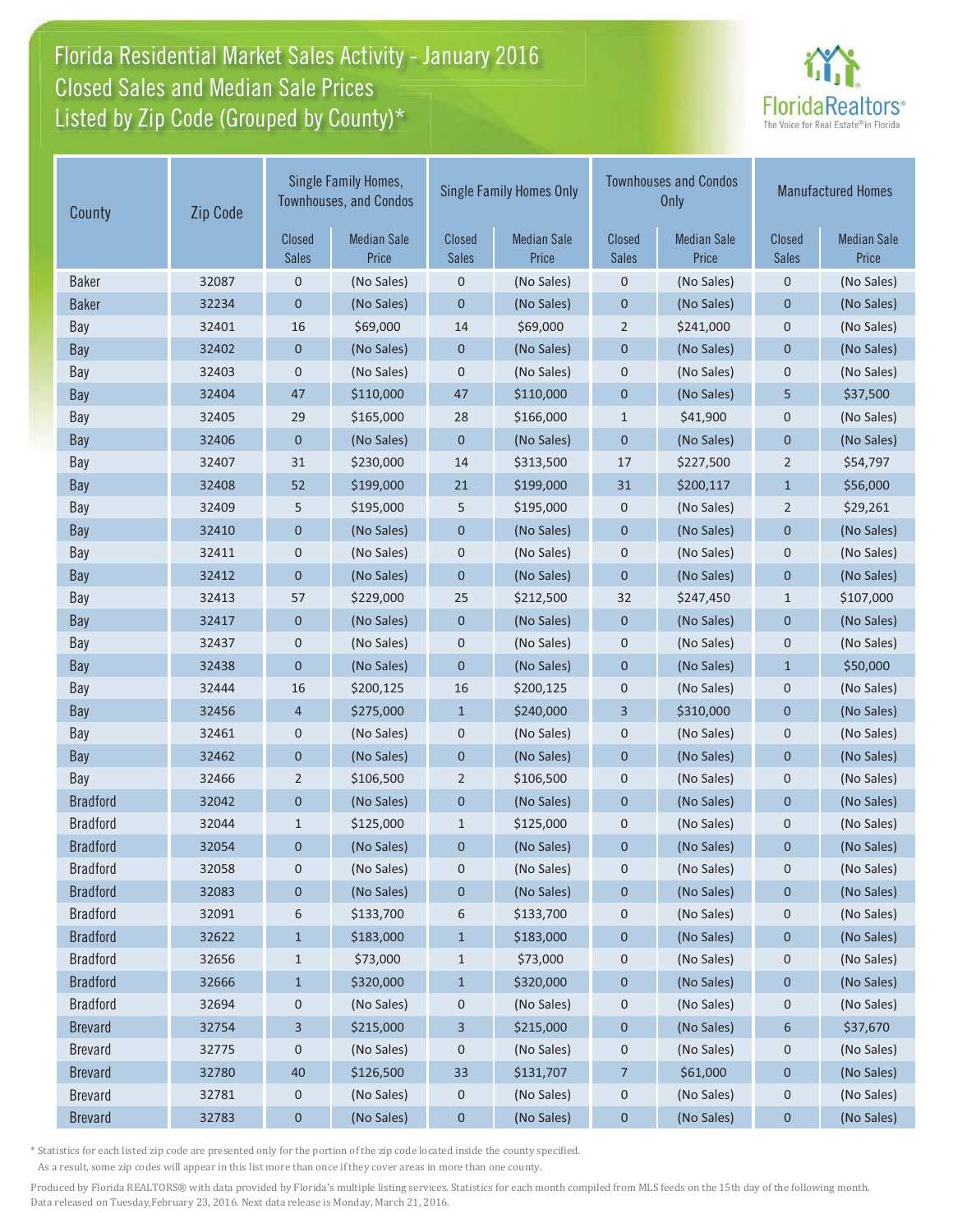# Florida Residential Market Sales Activity - January 2016
## Closed Sales and Median Sale Prices
## Listed by Zip Code (Grouped by County)*

| County | Zip Code | Single Family Homes, Townhouses, and Condos | | Single Family Homes Only | | Townhouses and Condos Only | | Manufactured Homes | |
|---|---|---|---|---|---|---|---|---|---|
| | | Closed Sales | Median Sale Price | Closed Sales | Median Sale Price | Closed Sales | Median Sale Price | Closed Sales | Median Sale Price |
| Baker | 32087 | 0 | (No Sales) | 0 | (No Sales) | 0 | (No Sales) | 0 | (No Sales) |
| Baker | 32234 | 0 | (No Sales) | 0 | (No Sales) | 0 | (No Sales) | 0 | (No Sales) |
| Bay | 32401 | 16 | $69,000 | 14 | $69,000 | 2 | $241,000 | 0 | (No Sales) |
| Bay | 32402 | 0 | (No Sales) | 0 | (No Sales) | 0 | (No Sales) | 0 | (No Sales) |
| Bay | 32403 | 0 | (No Sales) | 0 | (No Sales) | 0 | (No Sales) | 0 | (No Sales) |
| Bay | 32404 | 47 | $110,000 | 47 | $110,000 | 0 | (No Sales) | 5 | $37,500 |
| Bay | 32405 | 29 | $165,000 | 28 | $166,000 | 1 | $41,900 | 0 | (No Sales) |
| Bay | 32406 | 0 | (No Sales) | 0 | (No Sales) | 0 | (No Sales) | 0 | (No Sales) |
| Bay | 32407 | 31 | $230,000 | 14 | $313,500 | 17 | $227,500 | 2 | $54,797 |
| Bay | 32408 | 52 | $199,000 | 21 | $199,000 | 31 | $200,117 | 1 | $56,000 |
| Bay | 32409 | 5 | $195,000 | 5 | $195,000 | 0 | (No Sales) | 2 | $29,261 |
| Bay | 32410 | 0 | (No Sales) | 0 | (No Sales) | 0 | (No Sales) | 0 | (No Sales) |
| Bay | 32411 | 0 | (No Sales) | 0 | (No Sales) | 0 | (No Sales) | 0 | (No Sales) |
| Bay | 32412 | 0 | (No Sales) | 0 | (No Sales) | 0 | (No Sales) | 0 | (No Sales) |
| Bay | 32413 | 57 | $229,000 | 25 | $212,500 | 32 | $247,450 | 1 | $107,000 |
| Bay | 32417 | 0 | (No Sales) | 0 | (No Sales) | 0 | (No Sales) | 0 | (No Sales) |
| Bay | 32437 | 0 | (No Sales) | 0 | (No Sales) | 0 | (No Sales) | 0 | (No Sales) |
| Bay | 32438 | 0 | (No Sales) | 0 | (No Sales) | 0 | (No Sales) | 1 | $50,000 |
| Bay | 32444 | 16 | $200,125 | 16 | $200,125 | 0 | (No Sales) | 0 | (No Sales) |
| Bay | 32456 | 4 | $275,000 | 1 | $240,000 | 3 | $310,000 | 0 | (No Sales) |
| Bay | 32461 | 0 | (No Sales) | 0 | (No Sales) | 0 | (No Sales) | 0 | (No Sales) |
| Bay | 32462 | 0 | (No Sales) | 0 | (No Sales) | 0 | (No Sales) | 0 | (No Sales) |
| Bay | 32466 | 2 | $106,500 | 2 | $106,500 | 0 | (No Sales) | 0 | (No Sales) |
| Bradford | 32042 | 0 | (No Sales) | 0 | (No Sales) | 0 | (No Sales) | 0 | (No Sales) |
| Bradford | 32044 | 1 | $125,000 | 1 | $125,000 | 0 | (No Sales) | 0 | (No Sales) |
| Bradford | 32054 | 0 | (No Sales) | 0 | (No Sales) | 0 | (No Sales) | 0 | (No Sales) |
| Bradford | 32058 | 0 | (No Sales) | 0 | (No Sales) | 0 | (No Sales) | 0 | (No Sales) |
| Bradford | 32083 | 0 | (No Sales) | 0 | (No Sales) | 0 | (No Sales) | 0 | (No Sales) |
| Bradford | 32091 | 6 | $133,700 | 6 | $133,700 | 0 | (No Sales) | 0 | (No Sales) |
| Bradford | 32622 | 1 | $183,000 | 1 | $183,000 | 0 | (No Sales) | 0 | (No Sales) |
| Bradford | 32656 | 1 | $73,000 | 1 | $73,000 | 0 | (No Sales) | 0 | (No Sales) |
| Bradford | 32666 | 1 | $320,000 | 1 | $320,000 | 0 | (No Sales) | 0 | (No Sales) |
| Bradford | 32694 | 0 | (No Sales) | 0 | (No Sales) | 0 | (No Sales) | 0 | (No Sales) |
| Brevard | 32754 | 3 | $215,000 | 3 | $215,000 | 0 | (No Sales) | 6 | $37,670 |
| Brevard | 32775 | 0 | (No Sales) | 0 | (No Sales) | 0 | (No Sales) | 0 | (No Sales) |
| Brevard | 32780 | 40 | $126,500 | 33 | $131,707 | 7 | $61,000 | 0 | (No Sales) |
| Brevard | 32781 | 0 | (No Sales) | 0 | (No Sales) | 0 | (No Sales) | 0 | (No Sales) |
| Brevard | 32783 | 0 | (No Sales) | 0 | (No Sales) | 0 | (No Sales) | 0 | (No Sales) |

\* Statistics for each listed zip code are presented only for the portion of the zip code located inside the county specified. As a result, some zip codes will appear in this list more than once if they cover areas in more than one county.

Produced by Florida REALTORS® with data provided by Florida's multiple listing services. Statistics for each month compiled from MLS feeds on the 15th day of the following month. Data released on Tuesday,February 23, 2016. Next data release is Monday, March 21, 2016.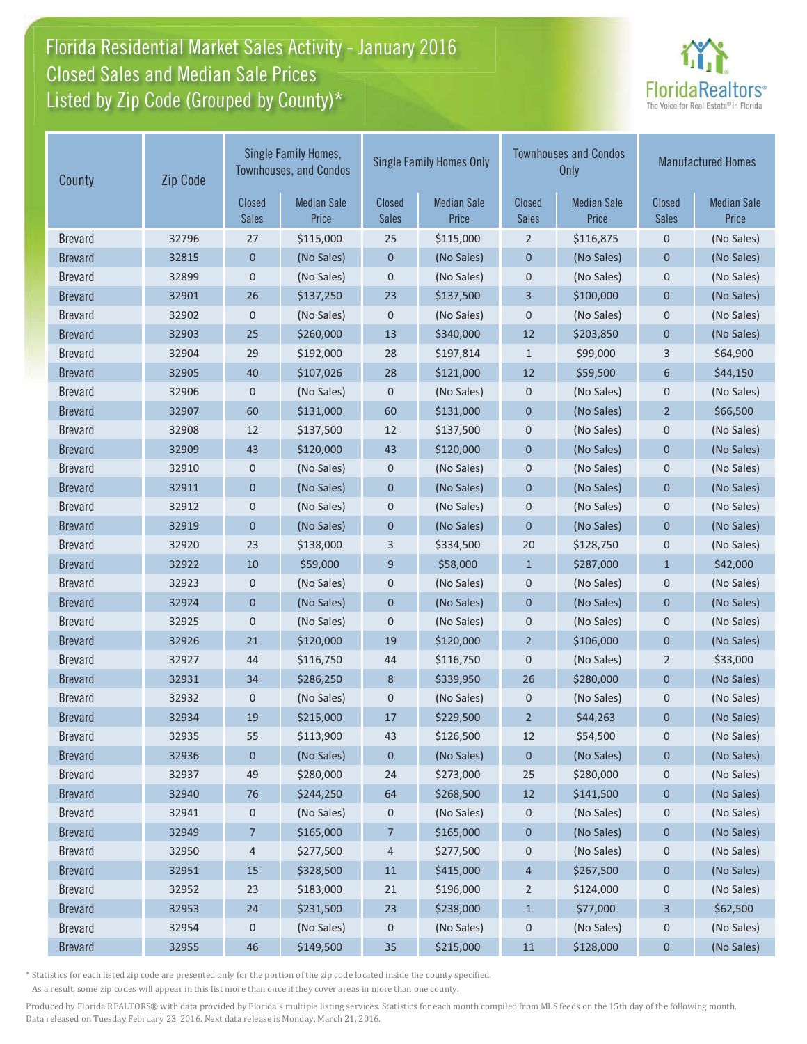# Florida Residential Market Sales Activity - January 2016
## Closed Sales and Median Sale Prices
## Listed by Zip Code (Grouped by County)*

| County | Zip Code | Single Family Homes, Townhouses, and Condos | | Single Family Homes Only | | Townhouses and Condos Only | | Manufactured Homes | |
|---|---|---|---|---|---|---|---|---|---|
| | | Closed Sales | Median Sale Price | Closed Sales | Median Sale Price | Closed Sales | Median Sale Price | Closed Sales | Median Sale Price |
| Brevard | 32796 | 27 | $115,000 | 25 | $115,000 | 2 | $116,875 | 0 | (No Sales) |
| Brevard | 32815 | 0 | (No Sales) | 0 | (No Sales) | 0 | (No Sales) | 0 | (No Sales) |
| Brevard | 32899 | 0 | (No Sales) | 0 | (No Sales) | 0 | (No Sales) | 0 | (No Sales) |
| Brevard | 32901 | 26 | $137,250 | 23 | $137,500 | 3 | $100,000 | 0 | (No Sales) |
| Brevard | 32902 | 0 | (No Sales) | 0 | (No Sales) | 0 | (No Sales) | 0 | (No Sales) |
| Brevard | 32903 | 25 | $260,000 | 13 | $340,000 | 12 | $203,850 | 0 | (No Sales) |
| Brevard | 32904 | 29 | $192,000 | 28 | $197,814 | 1 | $99,000 | 3 | $64,900 |
| Brevard | 32905 | 40 | $107,026 | 28 | $121,000 | 12 | $59,500 | 6 | $44,150 |
| Brevard | 32906 | 0 | (No Sales) | 0 | (No Sales) | 0 | (No Sales) | 0 | (No Sales) |
| Brevard | 32907 | 60 | $131,000 | 60 | $131,000 | 0 | (No Sales) | 2 | $66,500 |
| Brevard | 32908 | 12 | $137,500 | 12 | $137,500 | 0 | (No Sales) | 0 | (No Sales) |
| Brevard | 32909 | 43 | $120,000 | 43 | $120,000 | 0 | (No Sales) | 0 | (No Sales) |
| Brevard | 32910 | 0 | (No Sales) | 0 | (No Sales) | 0 | (No Sales) | 0 | (No Sales) |
| Brevard | 32911 | 0 | (No Sales) | 0 | (No Sales) | 0 | (No Sales) | 0 | (No Sales) |
| Brevard | 32912 | 0 | (No Sales) | 0 | (No Sales) | 0 | (No Sales) | 0 | (No Sales) |
| Brevard | 32919 | 0 | (No Sales) | 0 | (No Sales) | 0 | (No Sales) | 0 | (No Sales) |
| Brevard | 32920 | 23 | $138,000 | 3 | $334,500 | 20 | $128,750 | 0 | (No Sales) |
| Brevard | 32922 | 10 | $59,000 | 9 | $58,000 | 1 | $287,000 | 1 | $42,000 |
| Brevard | 32923 | 0 | (No Sales) | 0 | (No Sales) | 0 | (No Sales) | 0 | (No Sales) |
| Brevard | 32924 | 0 | (No Sales) | 0 | (No Sales) | 0 | (No Sales) | 0 | (No Sales) |
| Brevard | 32925 | 0 | (No Sales) | 0 | (No Sales) | 0 | (No Sales) | 0 | (No Sales) |
| Brevard | 32926 | 21 | $120,000 | 19 | $120,000 | 2 | $106,000 | 0 | (No Sales) |
| Brevard | 32927 | 44 | $116,750 | 44 | $116,750 | 0 | (No Sales) | 2 | $33,000 |
| Brevard | 32931 | 34 | $286,250 | 8 | $339,950 | 26 | $280,000 | 0 | (No Sales) |
| Brevard | 32932 | 0 | (No Sales) | 0 | (No Sales) | 0 | (No Sales) | 0 | (No Sales) |
| Brevard | 32934 | 19 | $215,000 | 17 | $229,500 | 2 | $44,263 | 0 | (No Sales) |
| Brevard | 32935 | 55 | $113,900 | 43 | $126,500 | 12 | $54,500 | 0 | (No Sales) |
| Brevard | 32936 | 0 | (No Sales) | 0 | (No Sales) | 0 | (No Sales) | 0 | (No Sales) |
| Brevard | 32937 | 49 | $280,000 | 24 | $273,000 | 25 | $280,000 | 0 | (No Sales) |
| Brevard | 32940 | 76 | $244,250 | 64 | $268,500 | 12 | $141,500 | 0 | (No Sales) |
| Brevard | 32941 | 0 | (No Sales) | 0 | (No Sales) | 0 | (No Sales) | 0 | (No Sales) |
| Brevard | 32949 | 7 | $165,000 | 7 | $165,000 | 0 | (No Sales) | 0 | (No Sales) |
| Brevard | 32950 | 4 | $277,500 | 4 | $277,500 | 0 | (No Sales) | 0 | (No Sales) |
| Brevard | 32951 | 15 | $328,500 | 11 | $415,000 | 4 | $267,500 | 0 | (No Sales) |
| Brevard | 32952 | 23 | $183,000 | 21 | $196,000 | 2 | $124,000 | 0 | (No Sales) |
| Brevard | 32953 | 24 | $231,500 | 23 | $238,000 | 1 | $77,000 | 3 | $62,500 |
| Brevard | 32954 | 0 | (No Sales) | 0 | (No Sales) | 0 | (No Sales) | 0 | (No Sales) |
| Brevard | 32955 | 46 | $149,500 | 35 | $215,000 | 11 | $128,000 | 0 | (No Sales) |

\* Statistics for each listed zip code are presented only for the portion of the zip code located inside the county specified. As a result, some zip codes will appear in this list more than once if they cover areas in more than one county.

Produced by Florida REALTORS® with data provided by Florida's multiple listing services. Statistics for each month compiled from MLS feeds on the 15th day of the following month. Data released on Tuesday,February 23, 2016. Next data release is Monday, March 21, 2016.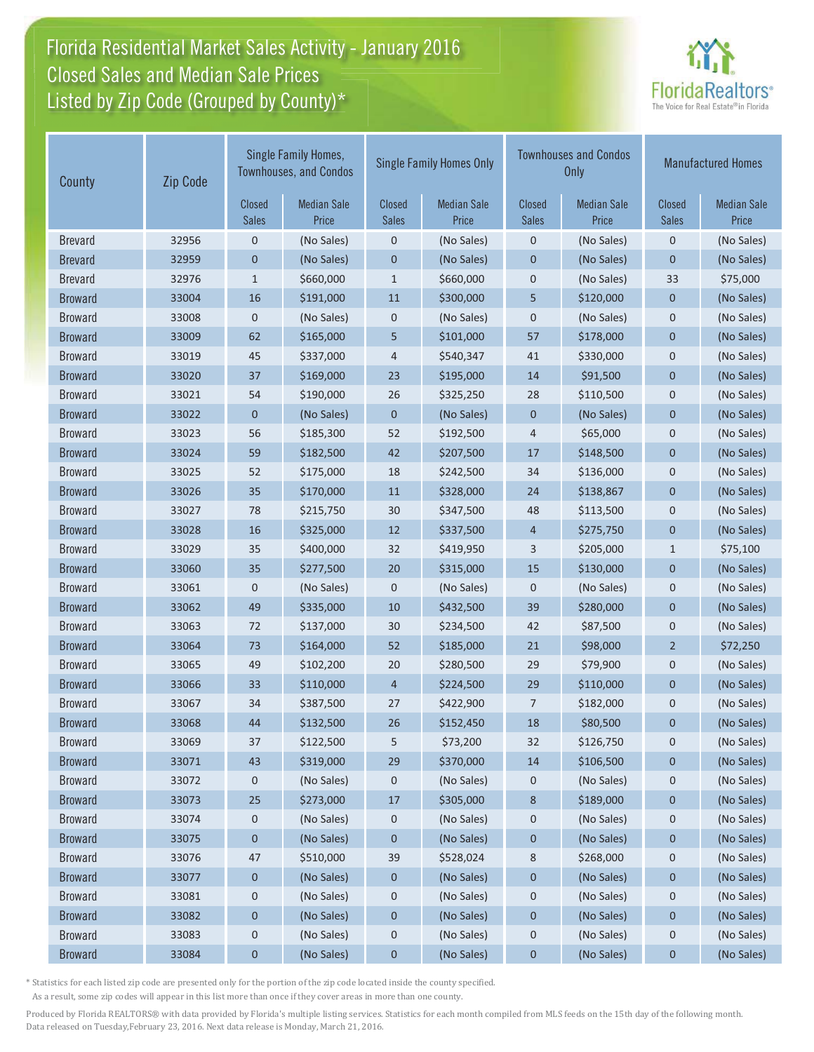# Florida Residential Market Sales Activity - January 2016
## Closed Sales and Median Sale Prices
## Listed by Zip Code (Grouped by County)*

| County | Zip Code | Single Family Homes, Townhouses, and Condos | | Single Family Homes Only | | Townhouses and Condos Only | | Manufactured Homes | |
|---|---|---|---|---|---|---|---|---|---|
| | | Closed Sales | Median Sale Price | Closed Sales | Median Sale Price | Closed Sales | Median Sale Price | Closed Sales | Median Sale Price |
| Brevard | 32956 | 0 | (No Sales) | 0 | (No Sales) | 0 | (No Sales) | 0 | (No Sales) |
| Brevard | 32959 | 0 | (No Sales) | 0 | (No Sales) | 0 | (No Sales) | 0 | (No Sales) |
| Brevard | 32976 | 1 | $660,000 | 1 | $660,000 | 0 | (No Sales) | 33 | $75,000 |
| Broward | 33004 | 16 | $191,000 | 11 | $300,000 | 5 | $120,000 | 0 | (No Sales) |
| Broward | 33008 | 0 | (No Sales) | 0 | (No Sales) | 0 | (No Sales) | 0 | (No Sales) |
| Broward | 33009 | 62 | $165,000 | 5 | $101,000 | 57 | $178,000 | 0 | (No Sales) |
| Broward | 33019 | 45 | $337,000 | 4 | $540,347 | 41 | $330,000 | 0 | (No Sales) |
| Broward | 33020 | 37 | $169,000 | 23 | $195,000 | 14 | $91,500 | 0 | (No Sales) |
| Broward | 33021 | 54 | $190,000 | 26 | $325,250 | 28 | $110,500 | 0 | (No Sales) |
| Broward | 33022 | 0 | (No Sales) | 0 | (No Sales) | 0 | (No Sales) | 0 | (No Sales) |
| Broward | 33023 | 56 | $185,300 | 52 | $192,500 | 4 | $65,000 | 0 | (No Sales) |
| Broward | 33024 | 59 | $182,500 | 42 | $207,500 | 17 | $148,500 | 0 | (No Sales) |
| Broward | 33025 | 52 | $175,000 | 18 | $242,500 | 34 | $136,000 | 0 | (No Sales) |
| Broward | 33026 | 35 | $170,000 | 11 | $328,000 | 24 | $138,867 | 0 | (No Sales) |
| Broward | 33027 | 78 | $215,750 | 30 | $347,500 | 48 | $113,500 | 0 | (No Sales) |
| Broward | 33028 | 16 | $325,000 | 12 | $337,500 | 4 | $275,750 | 0 | (No Sales) |
| Broward | 33029 | 35 | $400,000 | 32 | $419,950 | 3 | $205,000 | 1 | $75,100 |
| Broward | 33060 | 35 | $277,500 | 20 | $315,000 | 15 | $130,000 | 0 | (No Sales) |
| Broward | 33061 | 0 | (No Sales) | 0 | (No Sales) | 0 | (No Sales) | 0 | (No Sales) |
| Broward | 33062 | 49 | $335,000 | 10 | $432,500 | 39 | $280,000 | 0 | (No Sales) |
| Broward | 33063 | 72 | $137,000 | 30 | $234,500 | 42 | $87,500 | 0 | (No Sales) |
| Broward | 33064 | 73 | $164,000 | 52 | $185,000 | 21 | $98,000 | 2 | $72,250 |
| Broward | 33065 | 49 | $102,200 | 20 | $280,500 | 29 | $79,900 | 0 | (No Sales) |
| Broward | 33066 | 33 | $110,000 | 4 | $224,500 | 29 | $110,000 | 0 | (No Sales) |
| Broward | 33067 | 34 | $387,500 | 27 | $422,900 | 7 | $182,000 | 0 | (No Sales) |
| Broward | 33068 | 44 | $132,500 | 26 | $152,450 | 18 | $80,500 | 0 | (No Sales) |
| Broward | 33069 | 37 | $122,500 | 5 | $73,200 | 32 | $126,750 | 0 | (No Sales) |
| Broward | 33071 | 43 | $319,000 | 29 | $370,000 | 14 | $106,500 | 0 | (No Sales) |
| Broward | 33072 | 0 | (No Sales) | 0 | (No Sales) | 0 | (No Sales) | 0 | (No Sales) |
| Broward | 33073 | 25 | $273,000 | 17 | $305,000 | 8 | $189,000 | 0 | (No Sales) |
| Broward | 33074 | 0 | (No Sales) | 0 | (No Sales) | 0 | (No Sales) | 0 | (No Sales) |
| Broward | 33075 | 0 | (No Sales) | 0 | (No Sales) | 0 | (No Sales) | 0 | (No Sales) |
| Broward | 33076 | 47 | $510,000 | 39 | $528,024 | 8 | $268,000 | 0 | (No Sales) |
| Broward | 33077 | 0 | (No Sales) | 0 | (No Sales) | 0 | (No Sales) | 0 | (No Sales) |
| Broward | 33081 | 0 | (No Sales) | 0 | (No Sales) | 0 | (No Sales) | 0 | (No Sales) |
| Broward | 33082 | 0 | (No Sales) | 0 | (No Sales) | 0 | (No Sales) | 0 | (No Sales) |
| Broward | 33083 | 0 | (No Sales) | 0 | (No Sales) | 0 | (No Sales) | 0 | (No Sales) |
| Broward | 33084 | 0 | (No Sales) | 0 | (No Sales) | 0 | (No Sales) | 0 | (No Sales) |

\* Statistics for each listed zip code are presented only for the portion of the zip code located inside the county specified.
As a result, some zip codes will appear in this list more than once if they cover areas in more than one county.

Produced by Florida REALTORS® with data provided by Florida's multiple listing services. Statistics for each month compiled from MLS feeds on the 15th day of the following month.
Data released on Tuesday, February 23, 2016. Next data release is Monday, March 21, 2016.